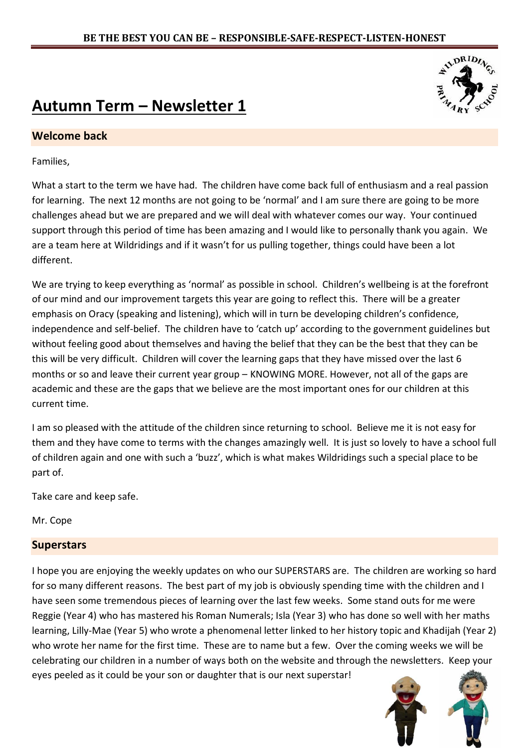**BE THE BEST YOU CAN BE – RESPONSIBLE-SAFE-RESPECT-LISTEN-HONEST**

# Autumn Term – Newsletter 1

## Welcome back

Families,

What a start to the term we have had. The children have come back full of enthusiasm and a real passion for learning. The next 12 months are not going to be 'normal' and I am sure there are going to be more challenges ahead but we are prepared and we will deal with whatever comes our way. Your continued support through this period of time has been amazing and I would like to personally thank you again. We are a team here at Wildridings and if it wasn't for us pulling together, things could have been a lot different.

We are trying to keep everything as 'normal' as possible in school. Children's wellbeing is at the forefront of our mind and our improvement targets this year are going to reflect this. There will be a greater emphasis on Oracy (speaking and listening), which will in turn be developing children's confidence, independence and self-belief. The children have to 'catch up' according to the government guidelines but without feeling good about themselves and having the belief that they can be the best that they can be this will be very difficult. Children will cover the learning gaps that they have missed over the last 6 months or so and leave their current year group – KNOWING MORE. However, not all of the gaps are academic and these are the gaps that we believe are the most important ones for our children at this current time.

I am so pleased with the attitude of the children since returning to school. Believe me it is not easy for them and they have come to terms with the changes amazingly well. It is just so lovely to have a school full of children again and one with such a 'buzz', which is what makes Wildridings such a special place to be part of.

Take care and keep safe.

Mr. Cope

## Superstars

I hope you are enjoying the weekly updates on who our SUPERSTARS are. The children are working so hard for so many different reasons. The best part of my job is obviously spending time with the children and I have seen some tremendous pieces of learning over the last few weeks. Some stand outs for me were Reggie (Year 4) who has mastered his Roman Numerals; Isla (Year 3) who has done so well with her maths learning, Lilly-Mae (Year 5) who wrote a phenomenal letter linked to her history topic and Khadijah (Year 2) who wrote her name for the first time. These are to name but a few. Over the coming weeks we will be celebrating our children in a number of ways both on the website and through the newsletters. Keep your eyes peeled as it could be your son or daughter that is our next superstar!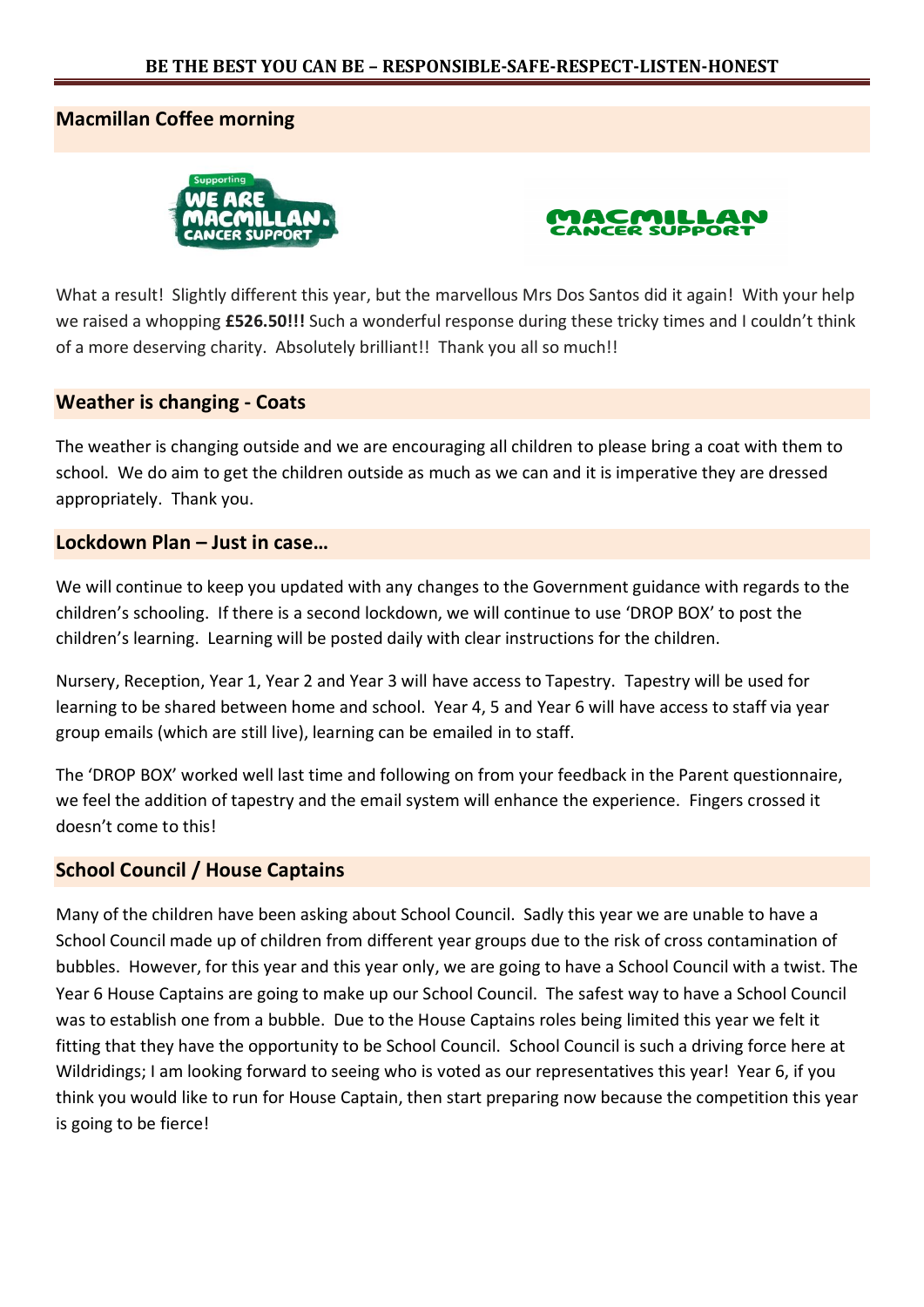## Macmillan Coffee morning

What a result! Slightly different this year, but the marvellous Mrs Dos Santos did it again! With your help we raised a whopping **£526.50!!!** Such a wonderful response during these tricky times and I couldn't think of a more deserving charity. Absolutely brilliant!! Thank you all so much!!

## Weather is changing - Coats

The weather is changing outside and we are encouraging all children to please bring a coat with them to school. We do aim to get the children outside as much as we can and it is imperative they are dressed appropriately. Thank you.

## Lockdown Plan – Just in case…

We will continue to keep you updated with any changes to the Government guidance with regards to the children's schooling. If there is a second lockdown, we will continue to use 'DROP BOX' to post the children's learning. Learning will be posted daily with clear instructions for the children.

Nursery, Reception, Year 1, Year 2 and Year 3 will have access to Tapestry. Tapestry will be used for learning to be shared between home and school. Year 4, 5 and Year 6 will have access to staff via year group emails (which are still live), learning can be emailed in to staff.

The 'DROP BOX' worked well last time and following on from your feedback in the Parent questionnaire, we feel the addition of tapestry and the email system will enhance the experience. Fingers crossed it doesn't come to this!

## School Council / House Captains

Many of the children have been asking about School Council. Sadly this year we are unable to have a School Council made up of children from different year groups due to the risk of cross contamination of bubbles. However, for this year and this year only, we are going to have a School Council with a twist. The Year 6 House Captains are going to make up our School Council. The safest way to have a School Council was to establish one from a bubble. Due to the House Captains roles being limited this year we felt it fitting that they have the opportunity to be School Council. School Council is such a driving force here at Wildridings; I am looking forward to seeing who is voted as our representatives this year! Year 6, if you think you would like to run for House Captain, then start preparing now because the competition this year is going to be fierce!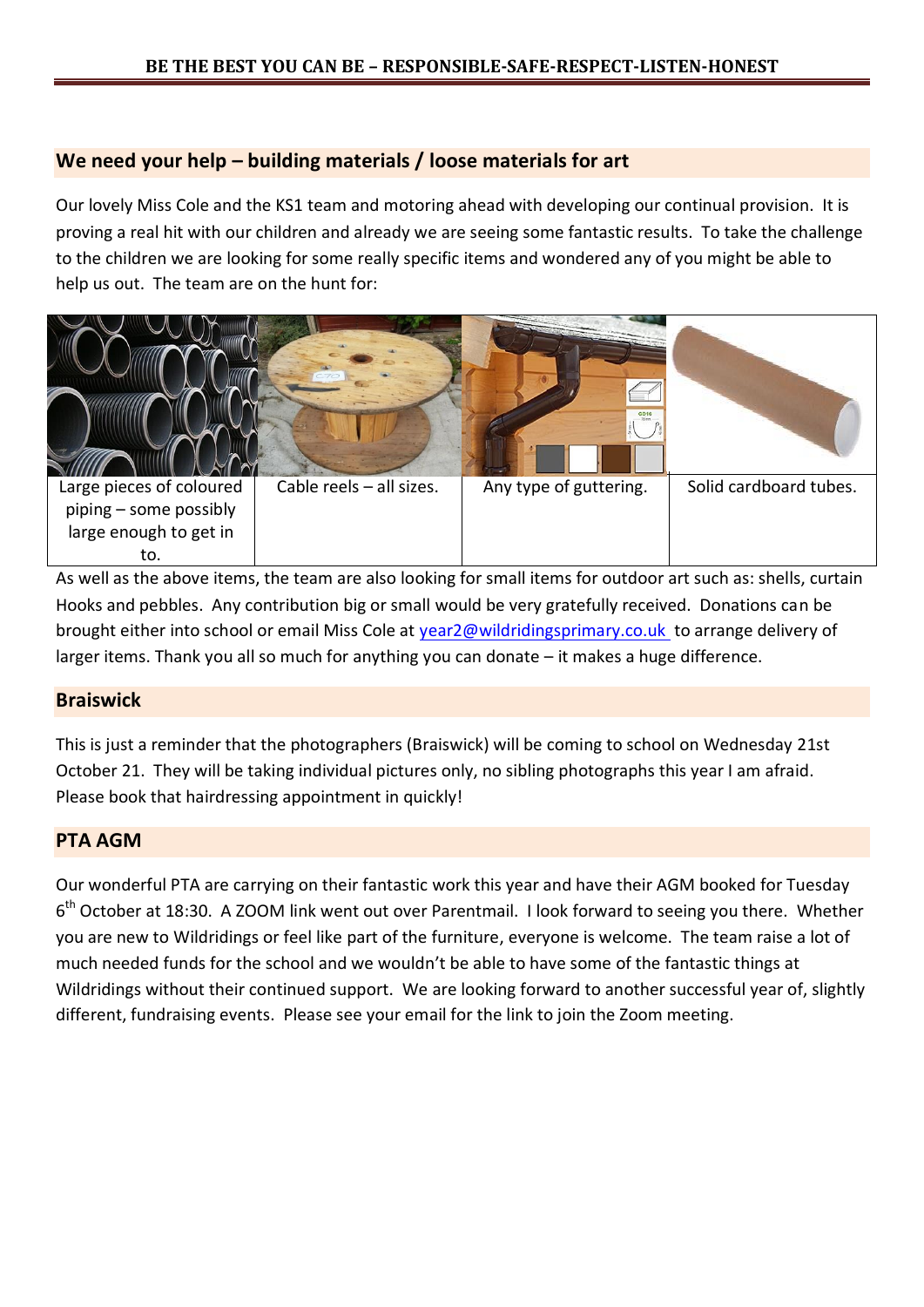## We need your help – building materials / loose materials for art

Our lovely Miss Cole and the KS1 team and motoring ahead with developing our continual provision. It is proving a real hit with our children and already we are seeing some fantastic results. To take the challenge to the children we are looking for some really specific items and wondered any of you might be able to help us out. The team are on the hunt for:

| Large pieces of coloured piping – some possibly large enough to get in to. | Cable reels – all sizes. | Any type of guttering. | Solid cardboard tubes. |
|---|---|---|---|

As well as the above items, the team are also looking for small items for outdoor art such as: shells, curtain Hooks and pebbles. Any contribution big or small would be very gratefully received. Donations can be brought either into school or email Miss Cole at year2@wildridingsprimary.co.uk to arrange delivery of larger items. Thank you all so much for anything you can donate – it makes a huge difference.

## Braiswick

This is just a reminder that the photographers (Braiswick) will be coming to school on Wednesday 21st October 21. They will be taking individual pictures only, no sibling photographs this year I am afraid. Please book that hairdressing appointment in quickly!

## PTA AGM

Our wonderful PTA are carrying on their fantastic work this year and have their AGM booked for Tuesday 6th October at 18:30. A ZOOM link went out over Parentmail. I look forward to seeing you there. Whether you are new to Wildridings or feel like part of the furniture, everyone is welcome. The team raise a lot of much needed funds for the school and we wouldn't be able to have some of the fantastic things at Wildridings without their continued support. We are looking forward to another successful year of, slightly different, fundraising events. Please see your email for the link to join the Zoom meeting.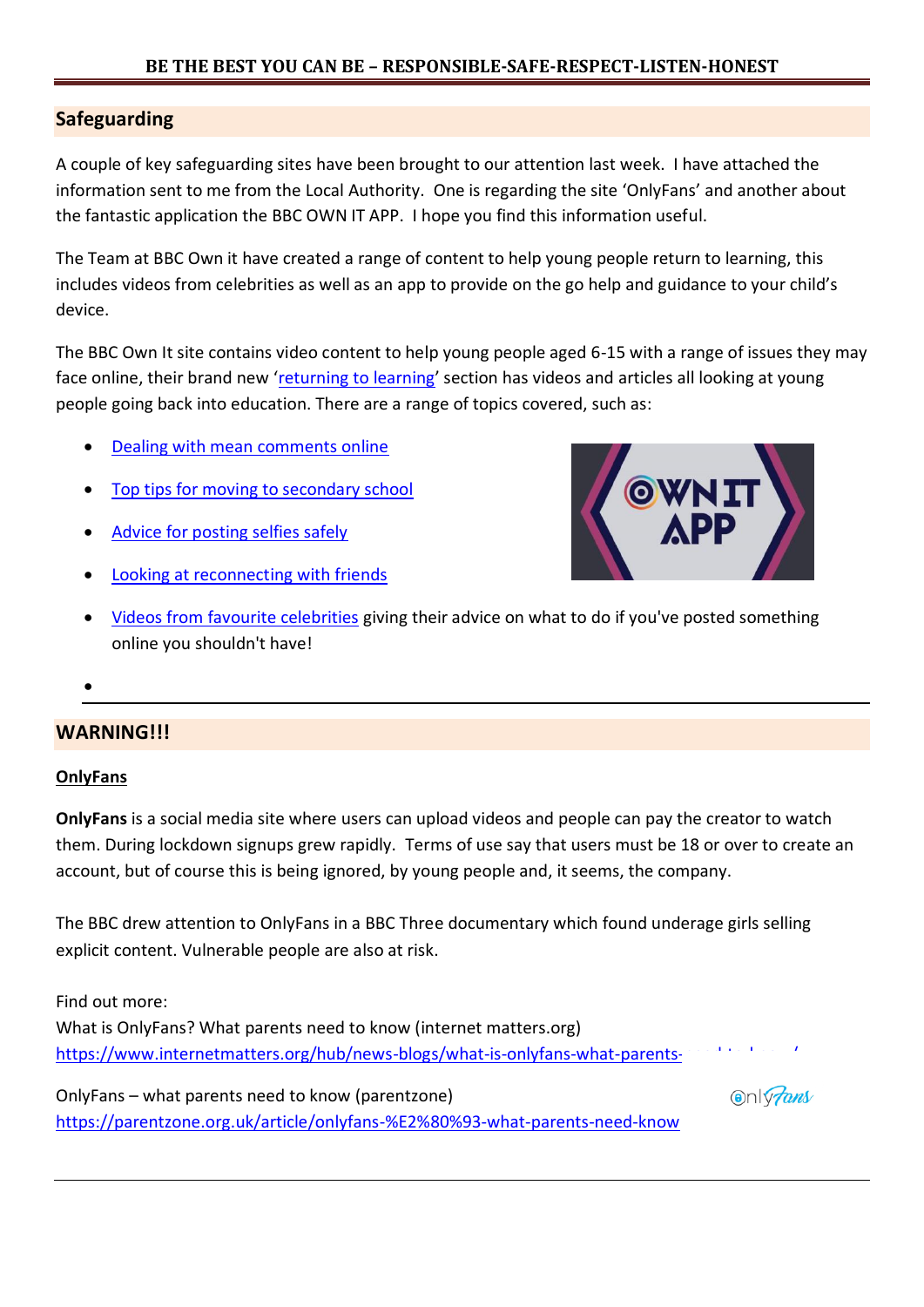**BE THE BEST YOU CAN BE – RESPONSIBLE-SAFE-RESPECT-LISTEN-HONEST**

## Safeguarding

A couple of key safeguarding sites have been brought to our attention last week. I have attached the information sent to me from the Local Authority. One is regarding the site 'OnlyFans' and another about the fantastic application the BBC OWN IT APP. I hope you find this information useful.

The Team at BBC Own it have created a range of content to help young people return to learning, this includes videos from celebrities as well as an app to provide on the go help and guidance to your child's device.

The BBC Own It site contains video content to help young people aged 6-15 with a range of issues they may face online, their brand new 'returning to learning' section has videos and articles all looking at young people going back into education. There are a range of topics covered, such as:

- Dealing with mean comments online
- Top tips for moving to secondary school
- Advice for posting selfies safely
- Looking at reconnecting with friends
- Videos from favourite celebrities giving their advice on what to do if you've posted something online you shouldn't have!

## WARNING!!!

**OnlyFans**

**OnlyFans** is a social media site where users can upload videos and people can pay the creator to watch them. During lockdown signups grew rapidly. Terms of use say that users must be 18 or over to create an account, but of course this is being ignored, by young people and, it seems, the company.

The BBC drew attention to OnlyFans in a BBC Three documentary which found underage girls selling explicit content. Vulnerable people are also at risk.

Find out more:
What is OnlyFans? What parents need to know (internet matters.org)
https://www.internetmatters.org/hub/news-blogs/what-is-onlyfans-what-parents-need-to-know/

OnlyFans – what parents need to know (parentzone)
https://parentzone.org.uk/article/onlyfans-%E2%80%93-what-parents-need-know